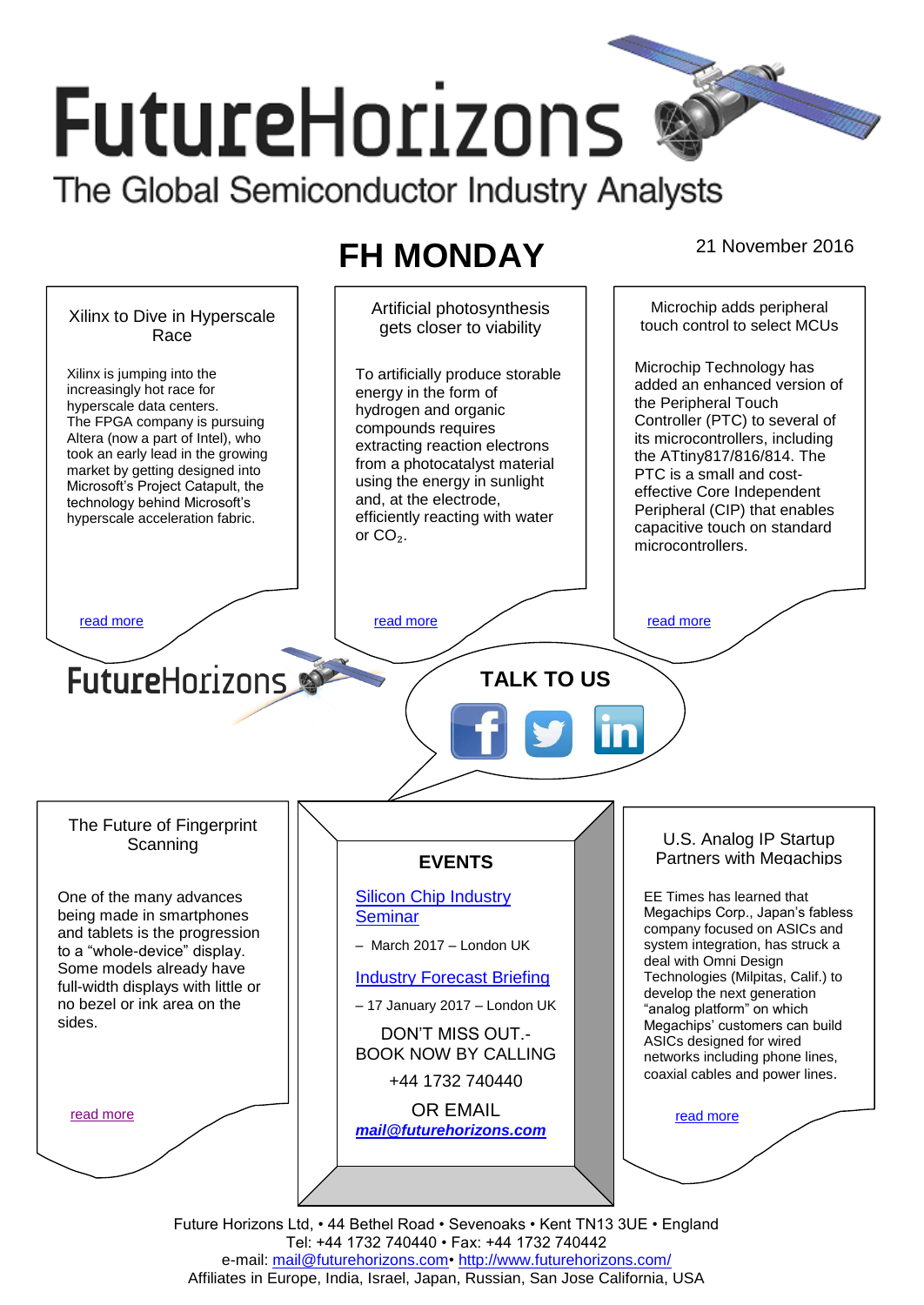# FutureHorizons

The Global Semiconductor Industry Analysts

## FH MONDAY

21 November 2016

### Xilinx to Dive in Hyperscale Race

Xilinx is jumping into the increasingly hot race for hyperscale data centers. The FPGA company is pursuing Altera (now a part of Intel), who took an early lead in the growing market by getting designed into Microsoft's Project Catapult, the technology behind Microsoft's hyperscale acceleration fabric.

read more

### Artificial photosynthesis gets closer to viability

To artificially produce storable energy in the form of hydrogen and organic compounds requires extracting reaction electrons from a photocatalyst material using the energy in sunlight and, at the electrode, efficiently reacting with water or $CO_2$.

read more

### Microchip adds peripheral touch control to select MCUs

Microchip Technology has added an enhanced version of the Peripheral Touch Controller (PTC) to several of its microcontrollers, including the ATtiny817/816/814. The PTC is a small and cost-effective Core Independent Peripheral (CIP) that enables capacitive touch on standard microcontrollers.

read more

FutureHorizons

**TALK TO US**

### The Future of Fingerprint Scanning

One of the many advances being made in smartphones and tablets is the progression to a "whole-device" display. Some models already have full-width displays with little or no bezel or ink area on the sides.

read more

### EVENTS

Silicon Chip Industry Seminar

– March 2017 – London UK

Industry Forecast Briefing

– 17 January 2017 – London UK

DON'T MISS OUT.- BOOK NOW BY CALLING

+44 1732 740440

OR EMAIL

***mail@futurehorizons.com***

### U.S. Analog IP Startup Partners with Megachips

EE Times has learned that Megachips Corp., Japan's fabless company focused on ASICs and system integration, has struck a deal with Omni Design Technologies (Milpitas, Calif.) to develop the next generation "analog platform" on which Megachips' customers can build ASICs designed for wired networks including phone lines, coaxial cables and power lines.

read more

Future Horizons Ltd, • 44 Bethel Road • Sevenoaks • Kent TN13 3UE • England
Tel: +44 1732 740440 • Fax: +44 1732 740442
e-mail: mail@futurehorizons.com• http://www.futurehorizons.com/
Affiliates in Europe, India, Israel, Japan, Russian, San Jose California, USA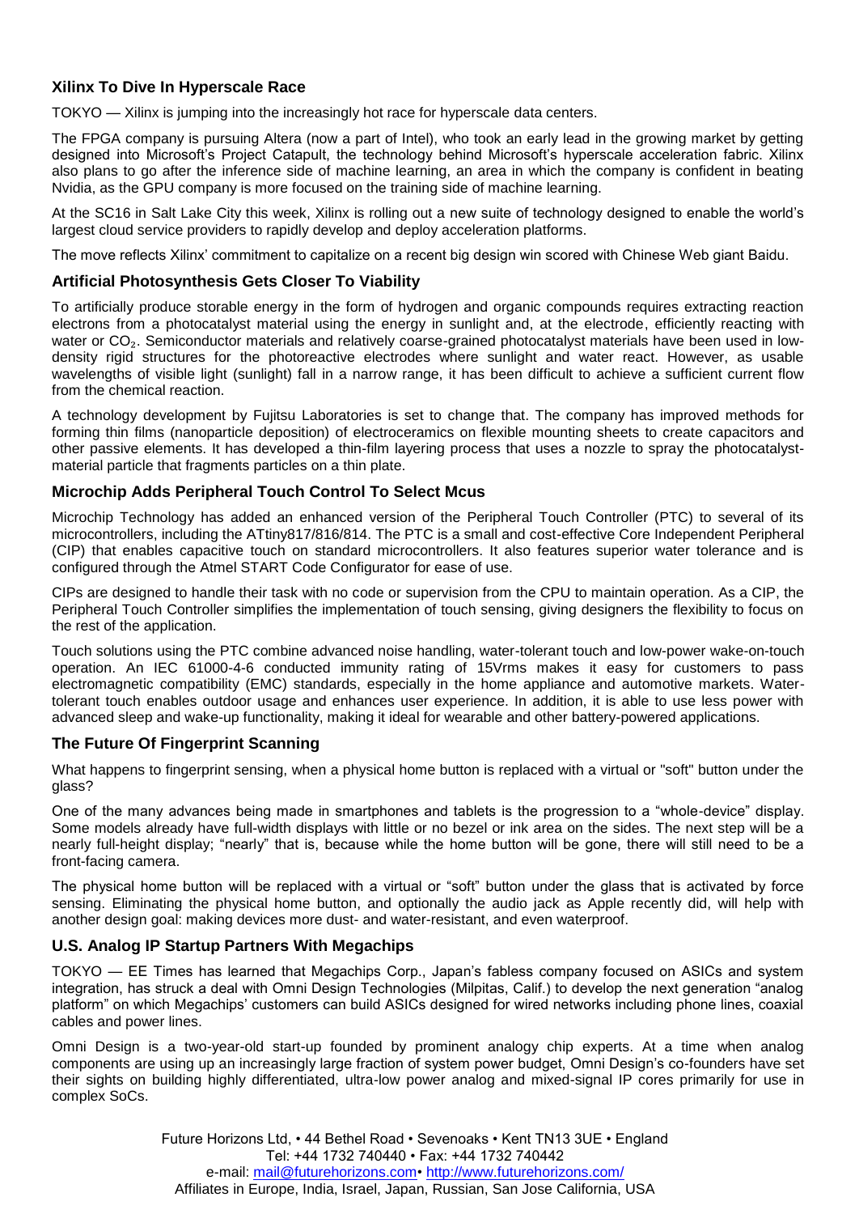## Xilinx To Dive In Hyperscale Race

TOKYO — Xilinx is jumping into the increasingly hot race for hyperscale data centers.

The FPGA company is pursuing Altera (now a part of Intel), who took an early lead in the growing market by getting designed into Microsoft's Project Catapult, the technology behind Microsoft's hyperscale acceleration fabric. Xilinx also plans to go after the inference side of machine learning, an area in which the company is confident in beating Nvidia, as the GPU company is more focused on the training side of machine learning.

At the SC16 in Salt Lake City this week, Xilinx is rolling out a new suite of technology designed to enable the world's largest cloud service providers to rapidly develop and deploy acceleration platforms.

The move reflects Xilinx' commitment to capitalize on a recent big design win scored with Chinese Web giant Baidu.

## Artificial Photosynthesis Gets Closer To Viability

To artificially produce storable energy in the form of hydrogen and organic compounds requires extracting reaction electrons from a photocatalyst material using the energy in sunlight and, at the electrode, efficiently reacting with water or $CO_2$. Semiconductor materials and relatively coarse-grained photocatalyst materials have been used in low-density rigid structures for the photoreactive electrodes where sunlight and water react. However, as usable wavelengths of visible light (sunlight) fall in a narrow range, it has been difficult to achieve a sufficient current flow from the chemical reaction.

A technology development by Fujitsu Laboratories is set to change that. The company has improved methods for forming thin films (nanoparticle deposition) of electroceramics on flexible mounting sheets to create capacitors and other passive elements. It has developed a thin-film layering process that uses a nozzle to spray the photocatalyst-material particle that fragments particles on a thin plate.

## Microchip Adds Peripheral Touch Control To Select Mcus

Microchip Technology has added an enhanced version of the Peripheral Touch Controller (PTC) to several of its microcontrollers, including the ATtiny817/816/814. The PTC is a small and cost-effective Core Independent Peripheral (CIP) that enables capacitive touch on standard microcontrollers. It also features superior water tolerance and is configured through the Atmel START Code Configurator for ease of use.

CIPs are designed to handle their task with no code or supervision from the CPU to maintain operation. As a CIP, the Peripheral Touch Controller simplifies the implementation of touch sensing, giving designers the flexibility to focus on the rest of the application.

Touch solutions using the PTC combine advanced noise handling, water-tolerant touch and low-power wake-on-touch operation. An IEC 61000-4-6 conducted immunity rating of 15Vrms makes it easy for customers to pass electromagnetic compatibility (EMC) standards, especially in the home appliance and automotive markets. Water-tolerant touch enables outdoor usage and enhances user experience. In addition, it is able to use less power with advanced sleep and wake-up functionality, making it ideal for wearable and other battery-powered applications.

## The Future Of Fingerprint Scanning

What happens to fingerprint sensing, when a physical home button is replaced with a virtual or "soft" button under the glass?

One of the many advances being made in smartphones and tablets is the progression to a "whole-device" display. Some models already have full-width displays with little or no bezel or ink area on the sides. The next step will be a nearly full-height display; "nearly" that is, because while the home button will be gone, there will still need to be a front-facing camera.

The physical home button will be replaced with a virtual or "soft" button under the glass that is activated by force sensing. Eliminating the physical home button, and optionally the audio jack as Apple recently did, will help with another design goal: making devices more dust- and water-resistant, and even waterproof.

## U.S. Analog IP Startup Partners With Megachips

TOKYO — EE Times has learned that Megachips Corp., Japan's fabless company focused on ASICs and system integration, has struck a deal with Omni Design Technologies (Milpitas, Calif.) to develop the next generation "analog platform" on which Megachips' customers can build ASICs designed for wired networks including phone lines, coaxial cables and power lines.

Omni Design is a two-year-old start-up founded by prominent analogy chip experts. At a time when analog components are using up an increasingly large fraction of system power budget, Omni Design's co-founders have set their sights on building highly differentiated, ultra-low power analog and mixed-signal IP cores primarily for use in complex SoCs.

Future Horizons Ltd, • 44 Bethel Road • Sevenoaks • Kent TN13 3UE • England
Tel: +44 1732 740440 • Fax: +44 1732 740442
e-mail: mail@futurehorizons.com• http://www.futurehorizons.com/
Affiliates in Europe, India, Israel, Japan, Russian, San Jose California, USA